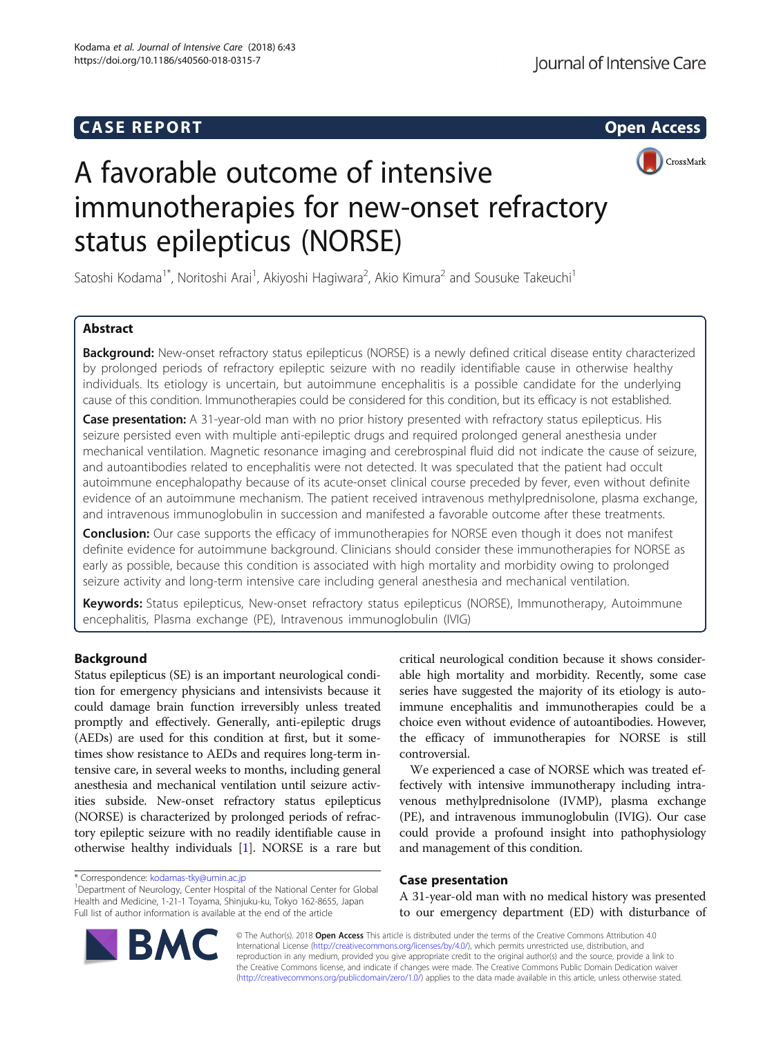CASE REPORT

Open Access

# A favorable outcome of intensive immunotherapies for new-onset refractory status epilepticus (NORSE)

Satoshi Kodama[1*], Noritoshi Arai[1], Akiyoshi Hagiwara[2], Akio Kimura[2] and Sousuke Takeuchi[1]

## Abstract

**Background:** New-onset refractory status epilepticus (NORSE) is a newly defined critical disease entity characterized by prolonged periods of refractory epileptic seizure with no readily identifiable cause in otherwise healthy individuals. Its etiology is uncertain, but autoimmune encephalitis is a possible candidate for the underlying cause of this condition. Immunotherapies could be considered for this condition, but its efficacy is not established.

**Case presentation:** A 31-year-old man with no prior history presented with refractory status epilepticus. His seizure persisted even with multiple anti-epileptic drugs and required prolonged general anesthesia under mechanical ventilation. Magnetic resonance imaging and cerebrospinal fluid did not indicate the cause of seizure, and autoantibodies related to encephalitis were not detected. It was speculated that the patient had occult autoimmune encephalopathy because of its acute-onset clinical course preceded by fever, even without definite evidence of an autoimmune mechanism. The patient received intravenous methylprednisolone, plasma exchange, and intravenous immunoglobulin in succession and manifested a favorable outcome after these treatments.

**Conclusion:** Our case supports the efficacy of immunotherapies for NORSE even though it does not manifest definite evidence for autoimmune background. Clinicians should consider these immunotherapies for NORSE as early as possible, because this condition is associated with high mortality and morbidity owing to prolonged seizure activity and long-term intensive care including general anesthesia and mechanical ventilation.

**Keywords:** Status epilepticus, New-onset refractory status epilepticus (NORSE), Immunotherapy, Autoimmune encephalitis, Plasma exchange (PE), Intravenous immunoglobulin (IVIG)

## Background

Status epilepticus (SE) is an important neurological condition for emergency physicians and intensivists because it could damage brain function irreversibly unless treated promptly and effectively. Generally, anti-epileptic drugs (AEDs) are used for this condition at first, but it sometimes show resistance to AEDs and requires long-term intensive care, in several weeks to months, including general anesthesia and mechanical ventilation until seizure activities subside. New-onset refractory status epilepticus (NORSE) is characterized by prolonged periods of refractory epileptic seizure with no readily identifiable cause in otherwise healthy individuals [1]. NORSE is a rare but critical neurological condition because it shows considerable high mortality and morbidity. Recently, some case series have suggested the majority of its etiology is autoimmune encephalitis and immunotherapies could be a choice even without evidence of autoantibodies. However, the efficacy of immunotherapies for NORSE is still controversial.

We experienced a case of NORSE which was treated effectively with intensive immunotherapy including intravenous methylprednisolone (IVMP), plasma exchange (PE), and intravenous immunoglobulin (IVIG). Our case could provide a profound insight into pathophysiology and management of this condition.

## Case presentation

A 31-year-old man with no medical history was presented to our emergency department (ED) with disturbance of

\* Correspondence: kodamas-tky@umin.ac.jp

[1]Department of Neurology, Center Hospital of the National Center for Global Health and Medicine, 1-21-1 Toyama, Shinjuku-ku, Tokyo 162-8655, Japan

Full list of author information is available at the end of the article

© The Author(s). 2018 **Open Access** This article is distributed under the terms of the Creative Commons Attribution 4.0 International License (http://creativecommons.org/licenses/by/4.0/), which permits unrestricted use, distribution, and reproduction in any medium, provided you give appropriate credit to the original author(s) and the source, provide a link to the Creative Commons license, and indicate if changes were made. The Creative Commons Public Domain Dedication waiver (http://creativecommons.org/publicdomain/zero/1.0/) applies to the data made available in this article, unless otherwise stated.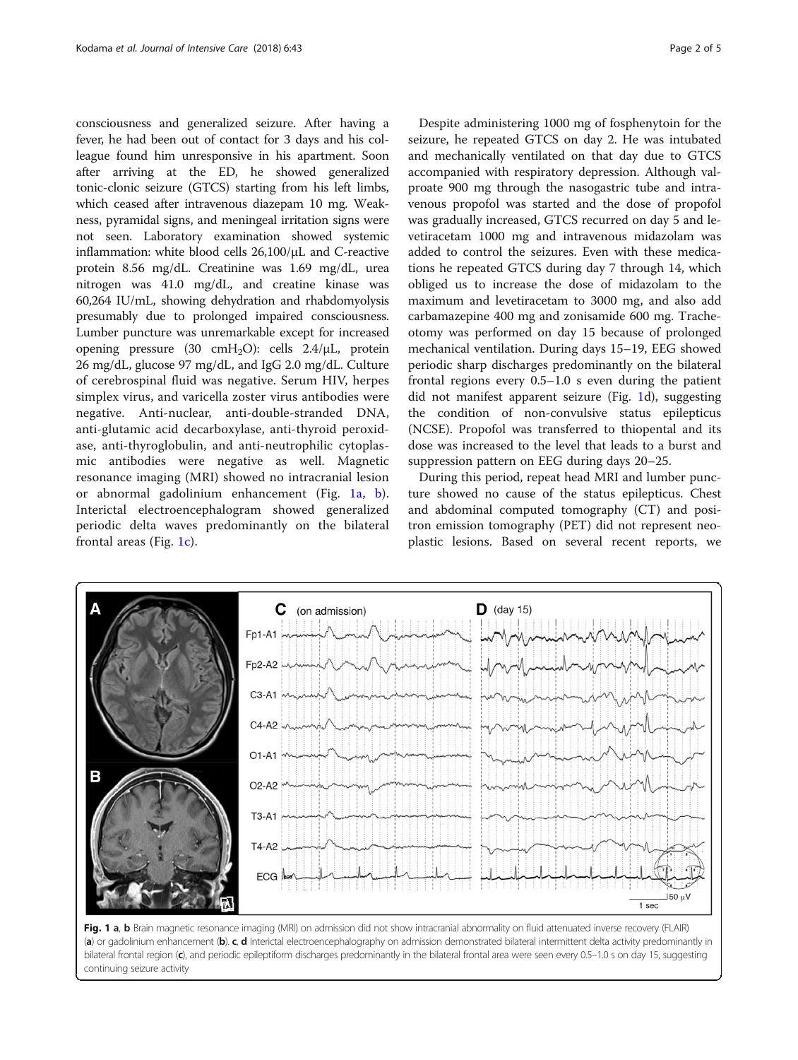consciousness and generalized seizure. After having a fever, he had been out of contact for 3 days and his colleague found him unresponsive in his apartment. Soon after arriving at the ED, he showed generalized tonic-clonic seizure (GTCS) starting from his left limbs, which ceased after intravenous diazepam 10 mg. Weakness, pyramidal signs, and meningeal irritation signs were not seen. Laboratory examination showed systemic inflammation: white blood cells 26,100/μL and C-reactive protein 8.56 mg/dL. Creatinine was 1.69 mg/dL, urea nitrogen was 41.0 mg/dL, and creatine kinase was 60,264 IU/mL, showing dehydration and rhabdomyolysis presumably due to prolonged impaired consciousness. Lumber puncture was unremarkable except for increased opening pressure (30 $cmH_2O$): cells 2.4/μL, protein 26 mg/dL, glucose 97 mg/dL, and IgG 2.0 mg/dL. Culture of cerebrospinal fluid was negative. Serum HIV, herpes simplex virus, and varicella zoster virus antibodies were negative. Anti-nuclear, anti-double-stranded DNA, anti-glutamic acid decarboxylase, anti-thyroid peroxidase, anti-thyroglobulin, and anti-neutrophilic cytoplasmic antibodies were negative as well. Magnetic resonance imaging (MRI) showed no intracranial lesion or abnormal gadolinium enhancement (Fig. 1a, b). Interictal electroencephalogram showed generalized periodic delta waves predominantly on the bilateral frontal areas (Fig. 1c).

Despite administering 1000 mg of fosphenytoin for the seizure, he repeated GTCS on day 2. He was intubated and mechanically ventilated on that day due to GTCS accompanied with respiratory depression. Although valproate 900 mg through the nasogastric tube and intravenous propofol was started and the dose of propofol was gradually increased, GTCS recurred on day 5 and levetiracetam 1000 mg and intravenous midazolam was added to control the seizures. Even with these medications he repeated GTCS during day 7 through 14, which obliged us to increase the dose of midazolam to the maximum and levetiracetam to 3000 mg, and also add carbamazepine 400 mg and zonisamide 600 mg. Tracheotomy was performed on day 15 because of prolonged mechanical ventilation. During days 15–19, EEG showed periodic sharp discharges predominantly on the bilateral frontal regions every 0.5–1.0 s even during the patient did not manifest apparent seizure (Fig. 1d), suggesting the condition of non-convulsive status epilepticus (NCSE). Propofol was transferred to thiopental and its dose was increased to the level that leads to a burst and suppression pattern on EEG during days 20–25.

During this period, repeat head MRI and lumber puncture showed no cause of the status epilepticus. Chest and abdominal computed tomography (CT) and positron emission tomography (PET) did not represent neoplastic lesions. Based on several recent reports, we

**Fig. 1 a**, **b** Brain magnetic resonance imaging (MRI) on admission did not show intracranial abnormality on fluid attenuated inverse recovery (FLAIR) (**a**) or gadolinium enhancement (**b**). **c**, **d** Interictal electroencephalography on admission demonstrated bilateral intermittent delta activity predominantly in bilateral frontal region (**c**), and periodic epileptiform discharges predominantly in the bilateral frontal area were seen every 0.5–1.0 s on day 15, suggesting continuing seizure activity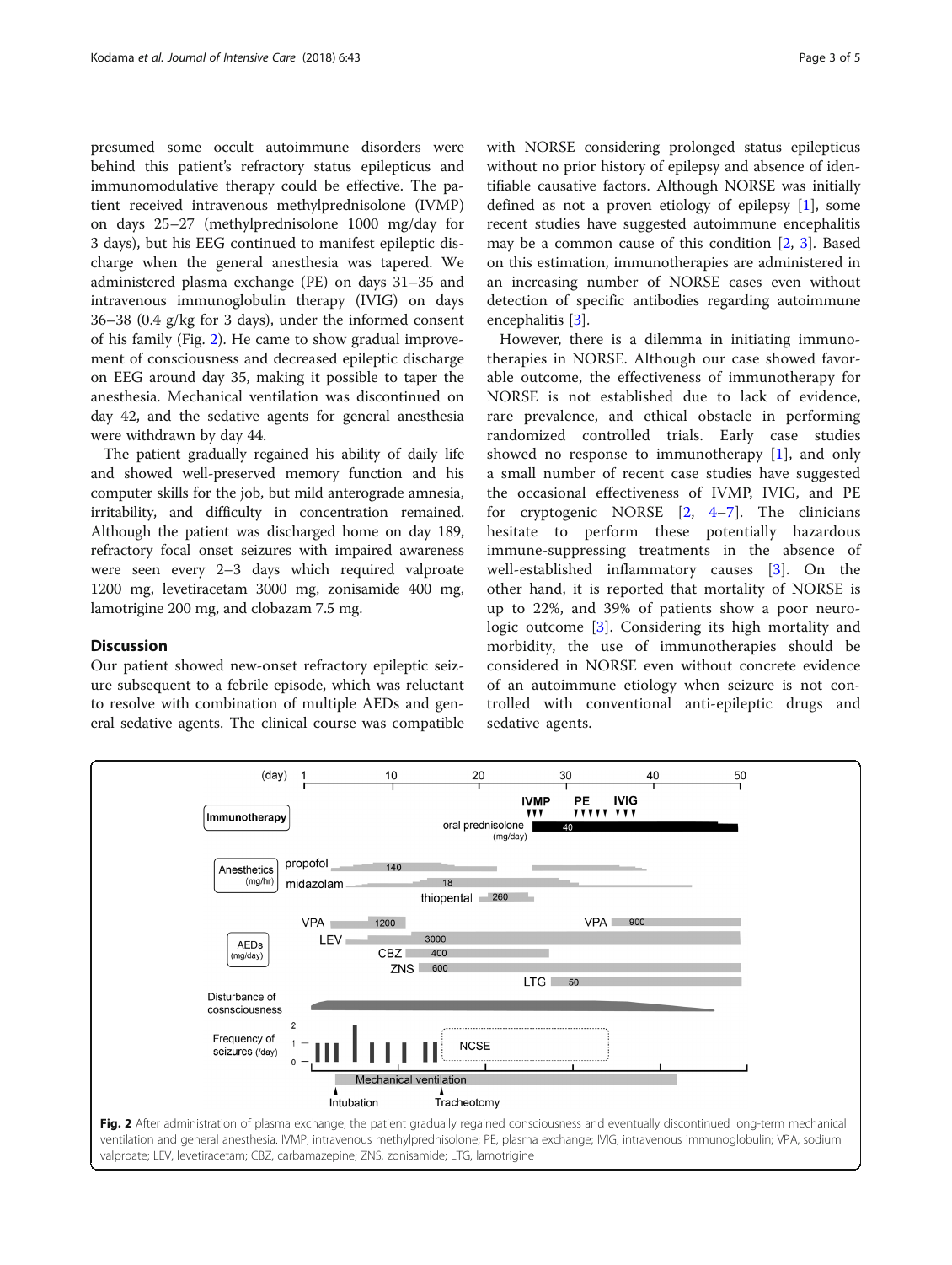presumed some occult autoimmune disorders were behind this patient's refractory status epilepticus and immunomodulative therapy could be effective. The patient received intravenous methylprednisolone (IVMP) on days 25–27 (methylprednisolone 1000 mg/day for 3 days), but his EEG continued to manifest epileptic discharge when the general anesthesia was tapered. We administered plasma exchange (PE) on days 31–35 and intravenous immunoglobulin therapy (IVIG) on days 36–38 (0.4 g/kg for 3 days), under the informed consent of his family (Fig. 2). He came to show gradual improvement of consciousness and decreased epileptic discharge on EEG around day 35, making it possible to taper the anesthesia. Mechanical ventilation was discontinued on day 42, and the sedative agents for general anesthesia were withdrawn by day 44.

The patient gradually regained his ability of daily life and showed well-preserved memory function and his computer skills for the job, but mild anterograde amnesia, irritability, and difficulty in concentration remained. Although the patient was discharged home on day 189, refractory focal onset seizures with impaired awareness were seen every 2–3 days which required valproate 1200 mg, levetiracetam 3000 mg, zonisamide 400 mg, lamotrigine 200 mg, and clobazam 7.5 mg.

## Discussion

Our patient showed new-onset refractory epileptic seizure subsequent to a febrile episode, which was reluctant to resolve with combination of multiple AEDs and general sedative agents. The clinical course was compatible with NORSE considering prolonged status epilepticus without no prior history of epilepsy and absence of identifiable causative factors. Although NORSE was initially defined as not a proven etiology of epilepsy [1], some recent studies have suggested autoimmune encephalitis may be a common cause of this condition [2, 3]. Based on this estimation, immunotherapies are administered in an increasing number of NORSE cases even without detection of specific antibodies regarding autoimmune encephalitis [3].

However, there is a dilemma in initiating immunotherapies in NORSE. Although our case showed favorable outcome, the effectiveness of immunotherapy for NORSE is not established due to lack of evidence, rare prevalence, and ethical obstacle in performing randomized controlled trials. Early case studies showed no response to immunotherapy [1], and only a small number of recent case studies have suggested the occasional effectiveness of IVMP, IVIG, and PE for cryptogenic NORSE [2, 4–7]. The clinicians hesitate to perform these potentially hazardous immune-suppressing treatments in the absence of well-established inflammatory causes [3]. On the other hand, it is reported that mortality of NORSE is up to 22%, and 39% of patients show a poor neurologic outcome [3]. Considering its high mortality and morbidity, the use of immunotherapies should be considered in NORSE even without concrete evidence of an autoimmune etiology when seizure is not controlled with conventional anti-epileptic drugs and sedative agents.

**Fig. 2** After administration of plasma exchange, the patient gradually regained consciousness and eventually discontinued long-term mechanical ventilation and general anesthesia. IVMP, intravenous methylprednisolone; PE, plasma exchange; IVIG, intravenous immunoglobulin; VPA, sodium valproate; LEV, levetiracetam; CBZ, carbamazepine; ZNS, zonisamide; LTG, lamotrigine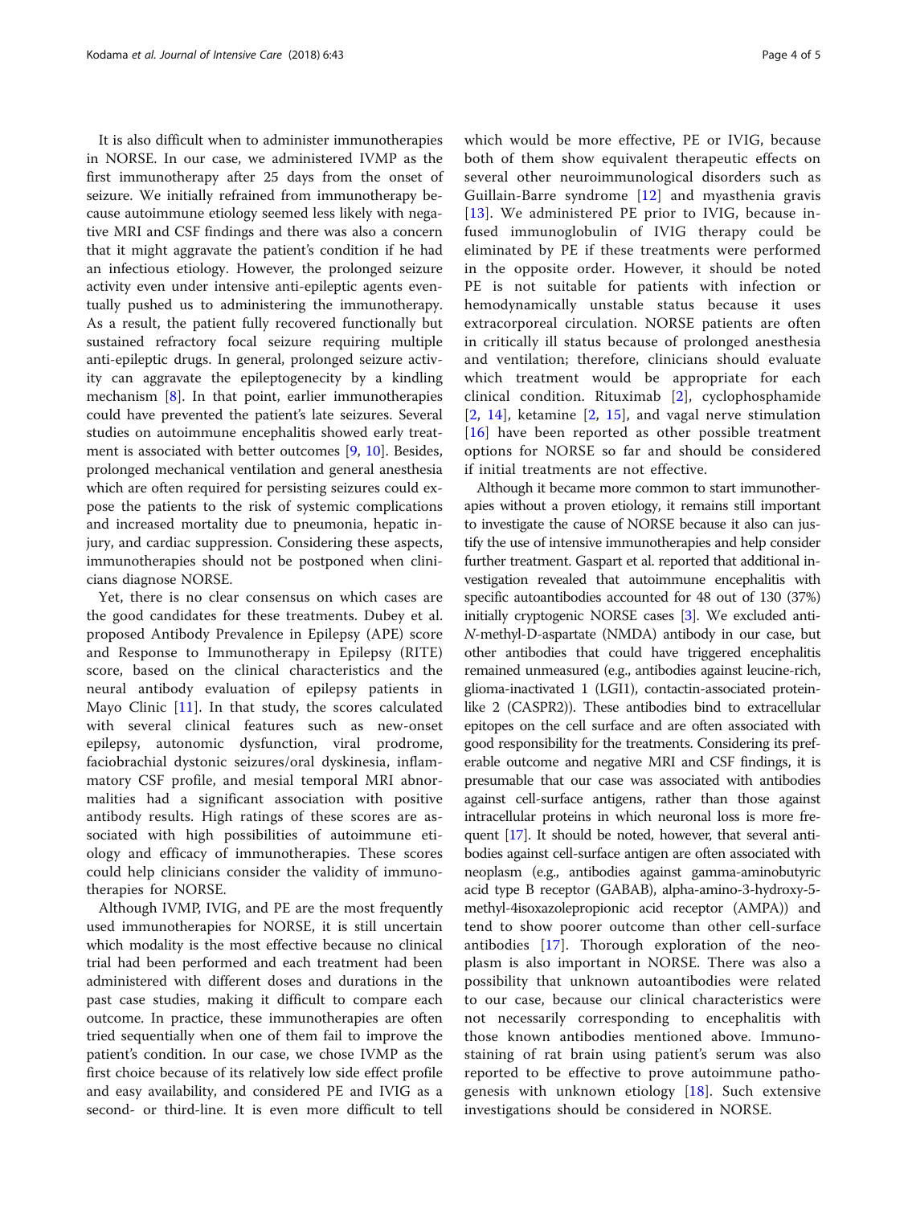It is also difficult when to administer immunotherapies in NORSE. In our case, we administered IVMP as the first immunotherapy after 25 days from the onset of seizure. We initially refrained from immunotherapy because autoimmune etiology seemed less likely with negative MRI and CSF findings and there was also a concern that it might aggravate the patient's condition if he had an infectious etiology. However, the prolonged seizure activity even under intensive anti-epileptic agents eventually pushed us to administering the immunotherapy. As a result, the patient fully recovered functionally but sustained refractory focal seizure requiring multiple anti-epileptic drugs. In general, prolonged seizure activity can aggravate the epileptogenecity by a kindling mechanism [8]. In that point, earlier immunotherapies could have prevented the patient's late seizures. Several studies on autoimmune encephalitis showed early treatment is associated with better outcomes [9, 10]. Besides, prolonged mechanical ventilation and general anesthesia which are often required for persisting seizures could expose the patients to the risk of systemic complications and increased mortality due to pneumonia, hepatic injury, and cardiac suppression. Considering these aspects, immunotherapies should not be postponed when clinicians diagnose NORSE.

Yet, there is no clear consensus on which cases are the good candidates for these treatments. Dubey et al. proposed Antibody Prevalence in Epilepsy (APE) score and Response to Immunotherapy in Epilepsy (RITE) score, based on the clinical characteristics and the neural antibody evaluation of epilepsy patients in Mayo Clinic [11]. In that study, the scores calculated with several clinical features such as new-onset epilepsy, autonomic dysfunction, viral prodrome, faciobrachial dystonic seizures/oral dyskinesia, inflammatory CSF profile, and mesial temporal MRI abnormalities had a significant association with positive antibody results. High ratings of these scores are associated with high possibilities of autoimmune etiology and efficacy of immunotherapies. These scores could help clinicians consider the validity of immunotherapies for NORSE.

Although IVMP, IVIG, and PE are the most frequently used immunotherapies for NORSE, it is still uncertain which modality is the most effective because no clinical trial had been performed and each treatment had been administered with different doses and durations in the past case studies, making it difficult to compare each outcome. In practice, these immunotherapies are often tried sequentially when one of them fail to improve the patient's condition. In our case, we chose IVMP as the first choice because of its relatively low side effect profile and easy availability, and considered PE and IVIG as a second- or third-line. It is even more difficult to tell which would be more effective, PE or IVIG, because both of them show equivalent therapeutic effects on several other neuroimmunological disorders such as Guillain-Barre syndrome [12] and myasthenia gravis [13]. We administered PE prior to IVIG, because infused immunoglobulin of IVIG therapy could be eliminated by PE if these treatments were performed in the opposite order. However, it should be noted PE is not suitable for patients with infection or hemodynamically unstable status because it uses extracorporeal circulation. NORSE patients are often in critically ill status because of prolonged anesthesia and ventilation; therefore, clinicians should evaluate which treatment would be appropriate for each clinical condition. Rituximab [2], cyclophosphamide [2, 14], ketamine [2, 15], and vagal nerve stimulation [16] have been reported as other possible treatment options for NORSE so far and should be considered if initial treatments are not effective.

Although it became more common to start immunotherapies without a proven etiology, it remains still important to investigate the cause of NORSE because it also can justify the use of intensive immunotherapies and help consider further treatment. Gaspart et al. reported that additional investigation revealed that autoimmune encephalitis with specific autoantibodies accounted for 48 out of 130 (37%) initially cryptogenic NORSE cases [3]. We excluded anti-*N*-methyl-D-aspartate (NMDA) antibody in our case, but other antibodies that could have triggered encephalitis remained unmeasured (e.g., antibodies against leucine-rich, glioma-inactivated 1 (LGI1), contactin-associated protein-like 2 (CASPR2)). These antibodies bind to extracellular epitopes on the cell surface and are often associated with good responsibility for the treatments. Considering its preferable outcome and negative MRI and CSF findings, it is presumable that our case was associated with antibodies against cell-surface antigens, rather than those against intracellular proteins in which neuronal loss is more frequent [17]. It should be noted, however, that several antibodies against cell-surface antigen are often associated with neoplasm (e.g., antibodies against gamma-aminobutyric acid type B receptor (GABAB), alpha-amino-3-hydroxy-5-methyl-4isoxazolepropionic acid receptor (AMPA)) and tend to show poorer outcome than other cell-surface antibodies [17]. Thorough exploration of the neoplasm is also important in NORSE. There was also a possibility that unknown autoantibodies were related to our case, because our clinical characteristics were not necessarily corresponding to encephalitis with those known antibodies mentioned above. Immunostaining of rat brain using patient's serum was also reported to be effective to prove autoimmune pathogenesis with unknown etiology [18]. Such extensive investigations should be considered in NORSE.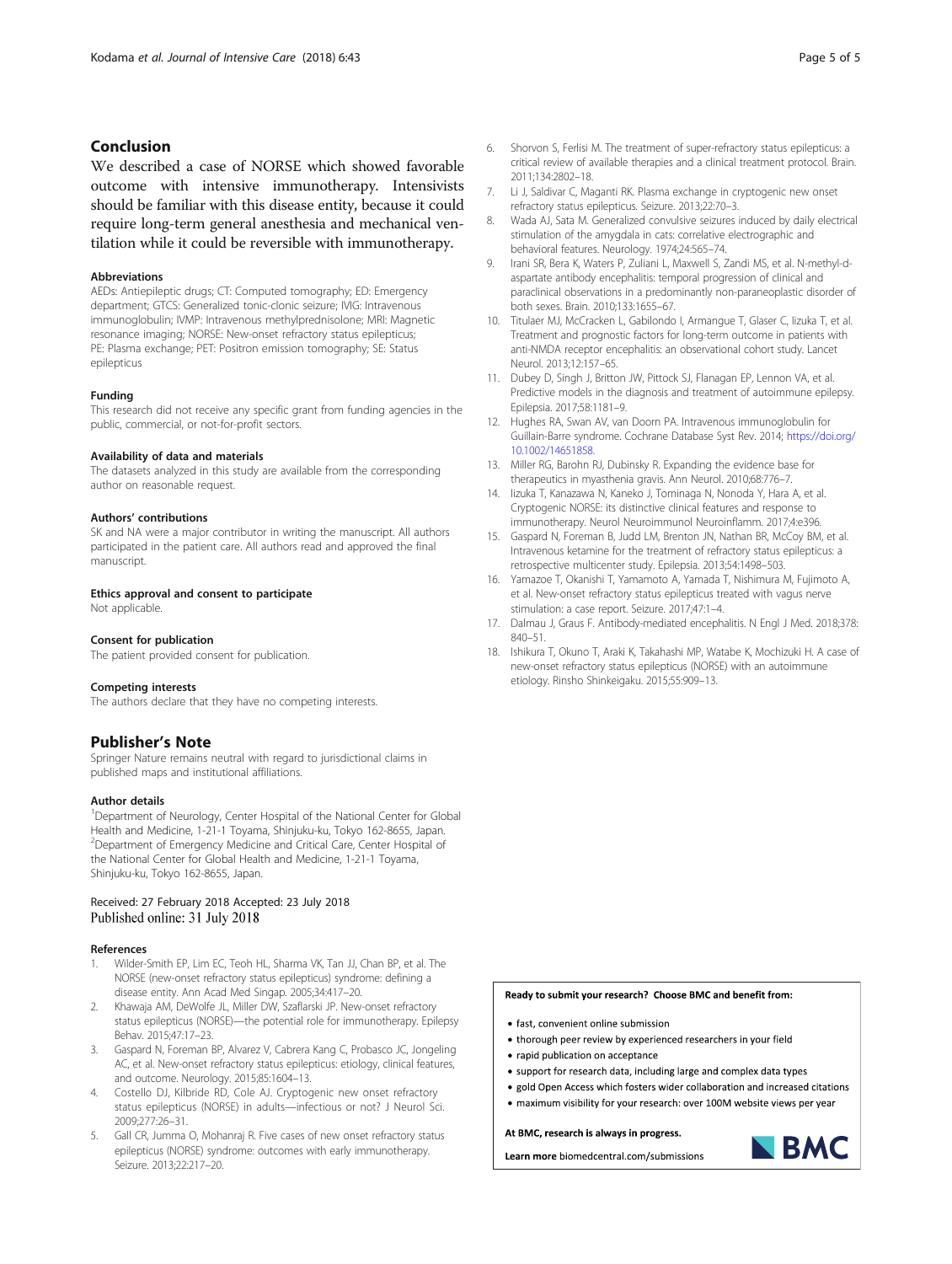## Conclusion

We described a case of NORSE which showed favorable outcome with intensive immunotherapy. Intensivists should be familiar with this disease entity, because it could require long-term general anesthesia and mechanical ventilation while it could be reversible with immunotherapy.

### Abbreviations

AEDs: Antiepileptic drugs; CT: Computed tomography; ED: Emergency department; GTCS: Generalized tonic-clonic seizure; IVIG: Intravenous immunoglobulin; IVMP: Intravenous methylprednisolone; MRI: Magnetic resonance imaging; NORSE: New-onset refractory status epilepticus; PE: Plasma exchange; PET: Positron emission tomography; SE: Status epilepticus

### Funding

This research did not receive any specific grant from funding agencies in the public, commercial, or not-for-profit sectors.

### Availability of data and materials

The datasets analyzed in this study are available from the corresponding author on reasonable request.

### Authors' contributions

SK and NA were a major contributor in writing the manuscript. All authors participated in the patient care. All authors read and approved the final manuscript.

### Ethics approval and consent to participate

Not applicable.

### Consent for publication

The patient provided consent for publication.

### Competing interests

The authors declare that they have no competing interests.

## Publisher's Note

Springer Nature remains neutral with regard to jurisdictional claims in published maps and institutional affiliations.

### Author details

[1]Department of Neurology, Center Hospital of the National Center for Global Health and Medicine, 1-21-1 Toyama, Shinjuku-ku, Tokyo 162-8655, Japan. [2]Department of Emergency Medicine and Critical Care, Center Hospital of the National Center for Global Health and Medicine, 1-21-1 Toyama, Shinjuku-ku, Tokyo 162-8655, Japan.

Received: 27 February 2018 Accepted: 23 July 2018
Published online: 31 July 2018

### References

1. Wilder-Smith EP, Lim EC, Teoh HL, Sharma VK, Tan JJ, Chan BP, et al. The NORSE (new-onset refractory status epilepticus) syndrome: defining a disease entity. Ann Acad Med Singap. 2005;34:417–20.
2. Khawaja AM, DeWolfe JL, Miller DW, Szaflarski JP. New-onset refractory status epilepticus (NORSE)—the potential role for immunotherapy. Epilepsy Behav. 2015;47:17–23.
3. Gaspard N, Foreman BP, Alvarez V, Cabrera Kang C, Probasco JC, Jongeling AC, et al. New-onset refractory status epilepticus: etiology, clinical features, and outcome. Neurology. 2015;85:1604–13.
4. Costello DJ, Kilbride RD, Cole AJ. Cryptogenic new onset refractory status epilepticus (NORSE) in adults—infectious or not? J Neurol Sci. 2009;277:26–31.
5. Gall CR, Jumma O, Mohanraj R. Five cases of new onset refractory status epilepticus (NORSE) syndrome: outcomes with early immunotherapy. Seizure. 2013;22:217–20.
6. Shorvon S, Ferlisi M. The treatment of super-refractory status epilepticus: a critical review of available therapies and a clinical treatment protocol. Brain. 2011;134:2802–18.
7. Li J, Saldivar C, Maganti RK. Plasma exchange in cryptogenic new onset refractory status epilepticus. Seizure. 2013;22:70–3.
8. Wada AJ, Sata M. Generalized convulsive seizures induced by daily electrical stimulation of the amygdala in cats: correlative electrographic and behavioral features. Neurology. 1974;24:565–74.
9. Irani SR, Bera K, Waters P, Zuliani L, Maxwell S, Zandi MS, et al. N-methyl-d-aspartate antibody encephalitis: temporal progression of clinical and paraclinical observations in a predominantly non-paraneoplastic disorder of both sexes. Brain. 2010;133:1655–67.
10. Titulaer MJ, McCracken L, Gabilondo I, Armangue T, Glaser C, Iizuka T, et al. Treatment and prognostic factors for long-term outcome in patients with anti-NMDA receptor encephalitis: an observational cohort study. Lancet Neurol. 2013;12:157–65.
11. Dubey D, Singh J, Britton JW, Pittock SJ, Flanagan EP, Lennon VA, et al. Predictive models in the diagnosis and treatment of autoimmune epilepsy. Epilepsia. 2017;58:1181–9.
12. Hughes RA, Swan AV, van Doorn PA. Intravenous immunoglobulin for Guillain-Barre syndrome. Cochrane Database Syst Rev. 2014; https://doi.org/10.1002/14651858.
13. Miller RG, Barohn RJ, Dubinsky R. Expanding the evidence base for therapeutics in myasthenia gravis. Ann Neurol. 2010;68:776–7.
14. Iizuka T, Kanazawa N, Kaneko J, Tominaga N, Nonoda Y, Hara A, et al. Cryptogenic NORSE: its distinctive clinical features and response to immunotherapy. Neurol Neuroimmunol Neuroinflamm. 2017;4:e396.
15. Gaspard N, Foreman B, Judd LM, Brenton JN, Nathan BR, McCoy BM, et al. Intravenous ketamine for the treatment of refractory status epilepticus: a retrospective multicenter study. Epilepsia. 2013;54:1498–503.
16. Yamazoe T, Okanishi T, Yamamoto A, Yamada T, Nishimura M, Fujimoto A, et al. New-onset refractory status epilepticus treated with vagus nerve stimulation: a case report. Seizure. 2017;47:1–4.
17. Dalmau J, Graus F. Antibody-mediated encephalitis. N Engl J Med. 2018;378:840–51.
18. Ishikura T, Okuno T, Araki K, Takahashi MP, Watabe K, Mochizuki H. A case of new-onset refractory status epilepticus (NORSE) with an autoimmune etiology. Rinsho Shinkeigaku. 2015;55:909–13.

**Ready to submit your research? Choose BMC and benefit from:**

- fast, convenient online submission
- thorough peer review by experienced researchers in your field
- rapid publication on acceptance
- support for research data, including large and complex data types
- gold Open Access which fosters wider collaboration and increased citations
- maximum visibility for your research: over 100M website views per year

**At BMC, research is always in progress.**

**Learn more** biomedcentral.com/submissions

BMC